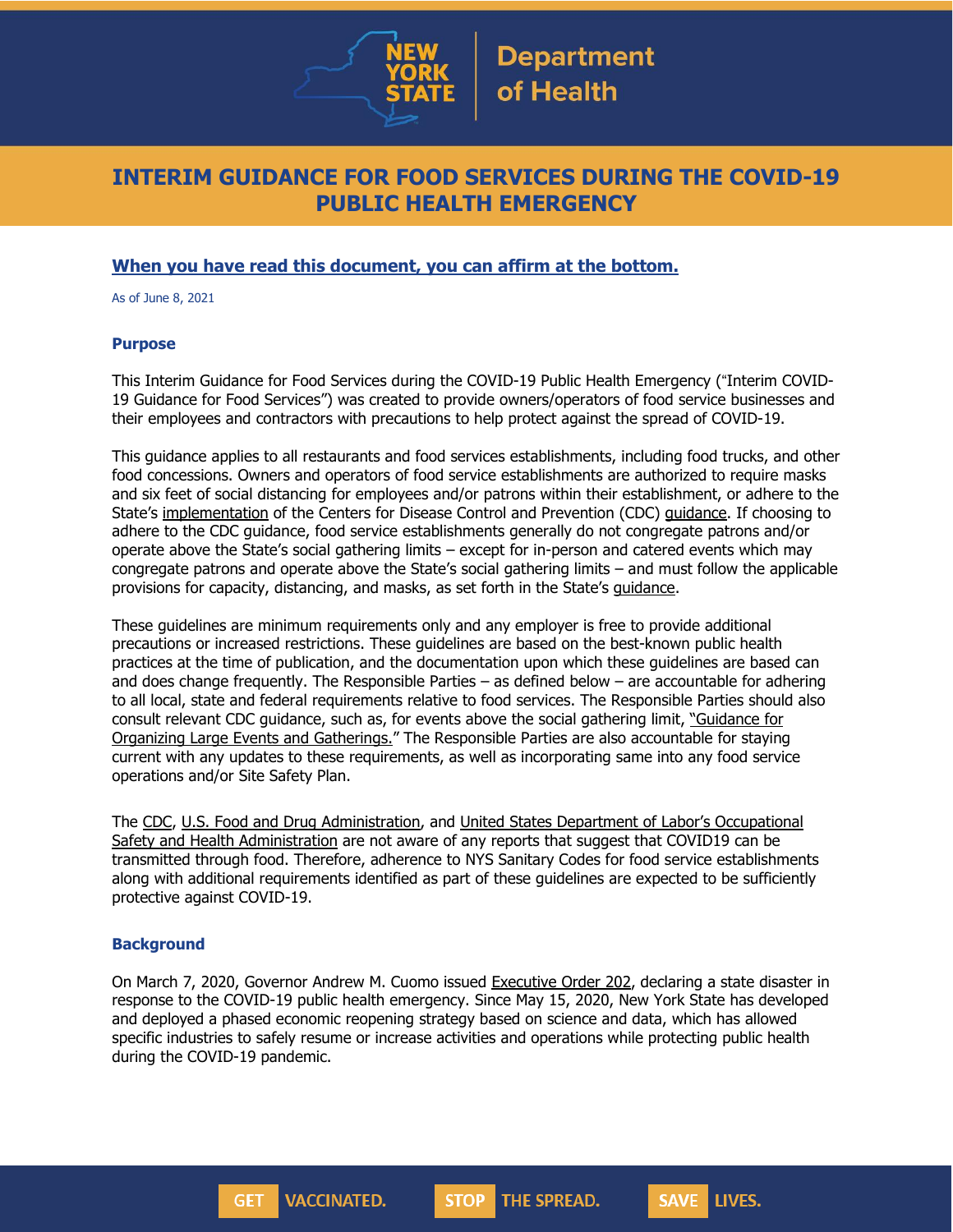New York State Department of Health

# INTERIM GUIDANCE FOR FOOD SERVICES DURING THE COVID-19 PUBLIC HEALTH EMERGENCY

**When you have read this document, you can affirm at the bottom.**

As of June 8, 2021

### Purpose

This Interim Guidance for Food Services during the COVID-19 Public Health Emergency ("Interim COVID-19 Guidance for Food Services") was created to provide owners/operators of food service businesses and their employees and contractors with precautions to help protect against the spread of COVID-19.

This guidance applies to all restaurants and food services establishments, including food trucks, and other food concessions. Owners and operators of food service establishments are authorized to require masks and six feet of social distancing for employees and/or patrons within their establishment, or adhere to the State's implementation of the Centers for Disease Control and Prevention (CDC) guidance. If choosing to adhere to the CDC guidance, food service establishments generally do not congregate patrons and/or operate above the State's social gathering limits – except for in-person and catered events which may congregate patrons and operate above the State's social gathering limits – and must follow the applicable provisions for capacity, distancing, and masks, as set forth in the State's guidance.

These guidelines are minimum requirements only and any employer is free to provide additional precautions or increased restrictions. These guidelines are based on the best-known public health practices at the time of publication, and the documentation upon which these guidelines are based can and does change frequently. The Responsible Parties – as defined below – are accountable for adhering to all local, state and federal requirements relative to food services. The Responsible Parties should also consult relevant CDC guidance, such as, for events above the social gathering limit, "Guidance for Organizing Large Events and Gatherings." The Responsible Parties are also accountable for staying current with any updates to these requirements, as well as incorporating same into any food service operations and/or Site Safety Plan.

The CDC, U.S. Food and Drug Administration, and United States Department of Labor's Occupational Safety and Health Administration are not aware of any reports that suggest that COVID19 can be transmitted through food. Therefore, adherence to NYS Sanitary Codes for food service establishments along with additional requirements identified as part of these guidelines are expected to be sufficiently protective against COVID-19.

### Background

On March 7, 2020, Governor Andrew M. Cuomo issued Executive Order 202, declaring a state disaster in response to the COVID-19 public health emergency. Since May 15, 2020, New York State has developed and deployed a phased economic reopening strategy based on science and data, which has allowed specific industries to safely resume or increase activities and operations while protecting public health during the COVID-19 pandemic.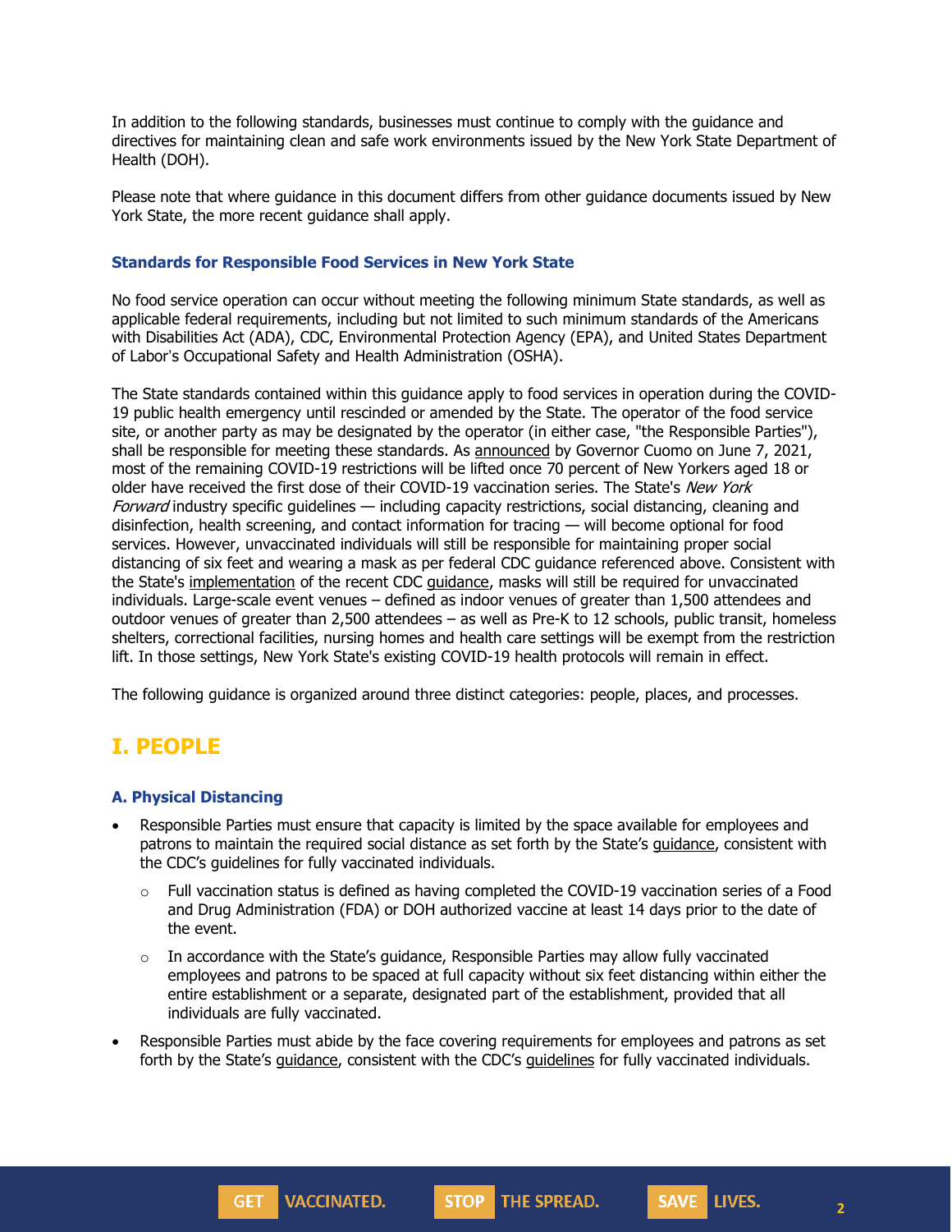In addition to the following standards, businesses must continue to comply with the guidance and directives for maintaining clean and safe work environments issued by the New York State Department of Health (DOH).

Please note that where guidance in this document differs from other guidance documents issued by New York State, the more recent guidance shall apply.

### Standards for Responsible Food Services in New York State

No food service operation can occur without meeting the following minimum State standards, as well as applicable federal requirements, including but not limited to such minimum standards of the Americans with Disabilities Act (ADA), CDC, Environmental Protection Agency (EPA), and United States Department of Labor's Occupational Safety and Health Administration (OSHA).

The State standards contained within this guidance apply to food services in operation during the COVID-19 public health emergency until rescinded or amended by the State. The operator of the food service site, or another party as may be designated by the operator (in either case, "the Responsible Parties"), shall be responsible for meeting these standards. As announced by Governor Cuomo on June 7, 2021, most of the remaining COVID-19 restrictions will be lifted once 70 percent of New Yorkers aged 18 or older have received the first dose of their COVID-19 vaccination series. The State's *New York Forward* industry specific guidelines — including capacity restrictions, social distancing, cleaning and disinfection, health screening, and contact information for tracing — will become optional for food services. However, unvaccinated individuals will still be responsible for maintaining proper social distancing of six feet and wearing a mask as per federal CDC guidance referenced above. Consistent with the State's implementation of the recent CDC guidance, masks will still be required for unvaccinated individuals. Large-scale event venues – defined as indoor venues of greater than 1,500 attendees and outdoor venues of greater than 2,500 attendees – as well as Pre-K to 12 schools, public transit, homeless shelters, correctional facilities, nursing homes and health care settings will be exempt from the restriction lift. In those settings, New York State's existing COVID-19 health protocols will remain in effect.

The following guidance is organized around three distinct categories: people, places, and processes.

## I. PEOPLE

### A. Physical Distancing

- Responsible Parties must ensure that capacity is limited by the space available for employees and patrons to maintain the required social distance as set forth by the State's guidance, consistent with the CDC's guidelines for fully vaccinated individuals.
  - Full vaccination status is defined as having completed the COVID-19 vaccination series of a Food and Drug Administration (FDA) or DOH authorized vaccine at least 14 days prior to the date of the event.
  - In accordance with the State's guidance, Responsible Parties may allow fully vaccinated employees and patrons to be spaced at full capacity without six feet distancing within either the entire establishment or a separate, designated part of the establishment, provided that all individuals are fully vaccinated.
- Responsible Parties must abide by the face covering requirements for employees and patrons as set forth by the State's guidance, consistent with the CDC's guidelines for fully vaccinated individuals.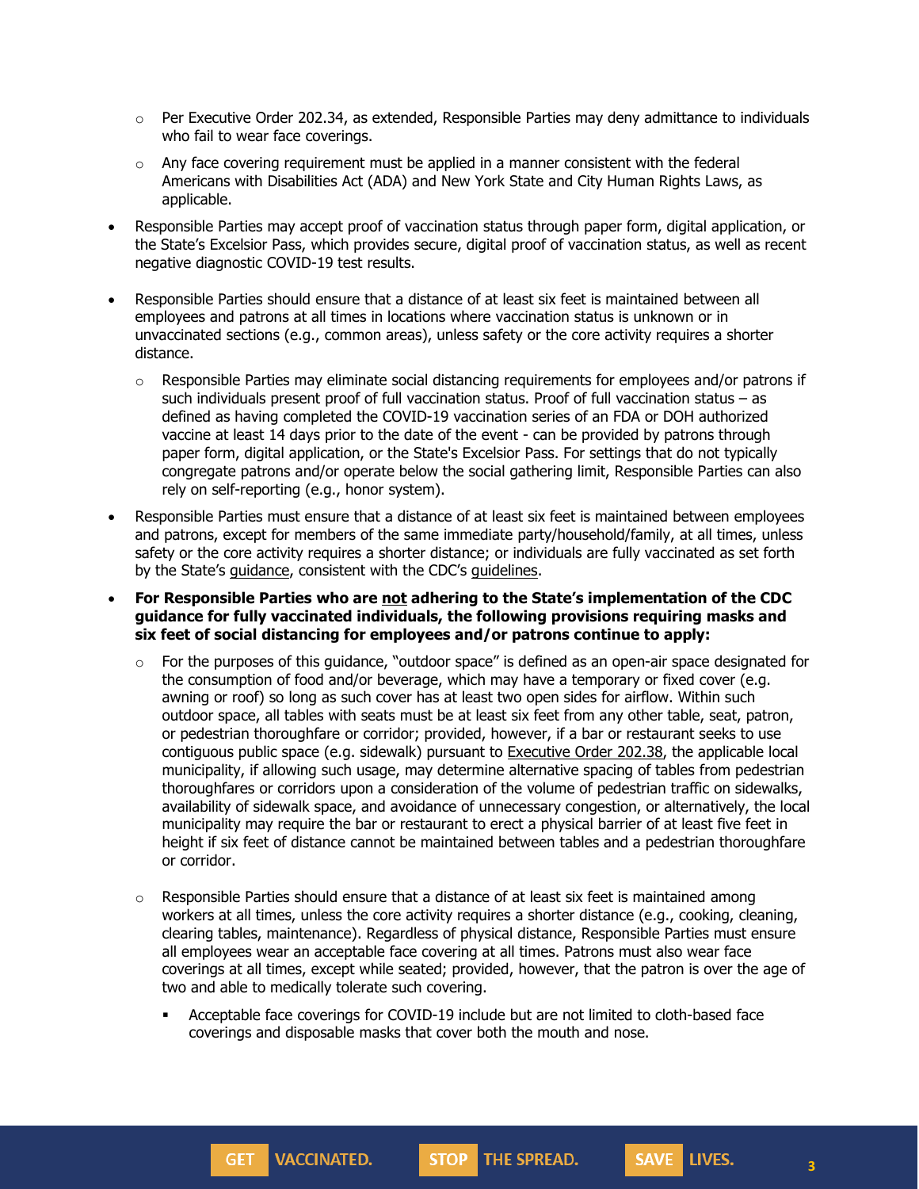- Per Executive Order 202.34, as extended, Responsible Parties may deny admittance to individuals who fail to wear face coverings.
  - Any face covering requirement must be applied in a manner consistent with the federal Americans with Disabilities Act (ADA) and New York State and City Human Rights Laws, as applicable.
- Responsible Parties may accept proof of vaccination status through paper form, digital application, or the State's Excelsior Pass, which provides secure, digital proof of vaccination status, as well as recent negative diagnostic COVID-19 test results.
- Responsible Parties should ensure that a distance of at least six feet is maintained between all employees and patrons at all times in locations where vaccination status is unknown or in unvaccinated sections (e.g., common areas), unless safety or the core activity requires a shorter distance.
  - Responsible Parties may eliminate social distancing requirements for employees and/or patrons if such individuals present proof of full vaccination status. Proof of full vaccination status – as defined as having completed the COVID-19 vaccination series of an FDA or DOH authorized vaccine at least 14 days prior to the date of the event - can be provided by patrons through paper form, digital application, or the State's Excelsior Pass. For settings that do not typically congregate patrons and/or operate below the social gathering limit, Responsible Parties can also rely on self-reporting (e.g., honor system).
- Responsible Parties must ensure that a distance of at least six feet is maintained between employees and patrons, except for members of the same immediate party/household/family, at all times, unless safety or the core activity requires a shorter distance; or individuals are fully vaccinated as set forth by the State's guidance, consistent with the CDC's guidelines.
- **For Responsible Parties who are not adhering to the State's implementation of the CDC guidance for fully vaccinated individuals, the following provisions requiring masks and six feet of social distancing for employees and/or patrons continue to apply:**
  - For the purposes of this guidance, "outdoor space" is defined as an open-air space designated for the consumption of food and/or beverage, which may have a temporary or fixed cover (e.g. awning or roof) so long as such cover has at least two open sides for airflow. Within such outdoor space, all tables with seats must be at least six feet from any other table, seat, patron, or pedestrian thoroughfare or corridor; provided, however, if a bar or restaurant seeks to use contiguous public space (e.g. sidewalk) pursuant to Executive Order 202.38, the applicable local municipality, if allowing such usage, may determine alternative spacing of tables from pedestrian thoroughfares or corridors upon a consideration of the volume of pedestrian traffic on sidewalks, availability of sidewalk space, and avoidance of unnecessary congestion, or alternatively, the local municipality may require the bar or restaurant to erect a physical barrier of at least five feet in height if six feet of distance cannot be maintained between tables and a pedestrian thoroughfare or corridor.
  - Responsible Parties should ensure that a distance of at least six feet is maintained among workers at all times, unless the core activity requires a shorter distance (e.g., cooking, cleaning, clearing tables, maintenance). Regardless of physical distance, Responsible Parties must ensure all employees wear an acceptable face covering at all times. Patrons must also wear face coverings at all times, except while seated; provided, however, that the patron is over the age of two and able to medically tolerate such covering.
    - Acceptable face coverings for COVID-19 include but are not limited to cloth-based face coverings and disposable masks that cover both the mouth and nose.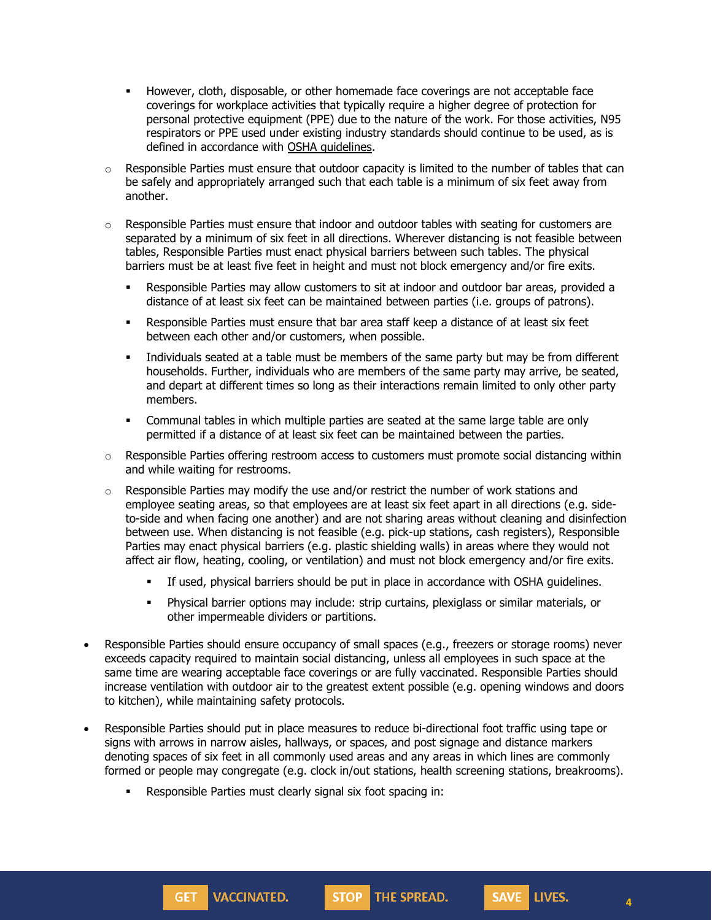- However, cloth, disposable, or other homemade face coverings are not acceptable face coverings for workplace activities that typically require a higher degree of protection for personal protective equipment (PPE) due to the nature of the work. For those activities, N95 respirators or PPE used under existing industry standards should continue to be used, as is defined in accordance with OSHA guidelines.

    - Responsible Parties must ensure that outdoor capacity is limited to the number of tables that can be safely and appropriately arranged such that each table is a minimum of six feet away from another.

    - Responsible Parties must ensure that indoor and outdoor tables with seating for customers are separated by a minimum of six feet in all directions. Wherever distancing is not feasible between tables, Responsible Parties must enact physical barriers between such tables. The physical barriers must be at least five feet in height and must not block emergency and/or fire exits.
        - Responsible Parties may allow customers to sit at indoor and outdoor bar areas, provided a distance of at least six feet can be maintained between parties (i.e. groups of patrons).
        - Responsible Parties must ensure that bar area staff keep a distance of at least six feet between each other and/or customers, when possible.
        - Individuals seated at a table must be members of the same party but may be from different households. Further, individuals who are members of the same party may arrive, be seated, and depart at different times so long as their interactions remain limited to only other party members.
        - Communal tables in which multiple parties are seated at the same large table are only permitted if a distance of at least six feet can be maintained between the parties.

    - Responsible Parties offering restroom access to customers must promote social distancing within and while waiting for restrooms.

    - Responsible Parties may modify the use and/or restrict the number of work stations and employee seating areas, so that employees are at least six feet apart in all directions (e.g. side-to-side and when facing one another) and are not sharing areas without cleaning and disinfection between use. When distancing is not feasible (e.g. pick-up stations, cash registers), Responsible Parties may enact physical barriers (e.g. plastic shielding walls) in areas where they would not affect air flow, heating, cooling, or ventilation) and must not block emergency and/or fire exits.
        - If used, physical barriers should be put in place in accordance with OSHA guidelines.
        - Physical barrier options may include: strip curtains, plexiglass or similar materials, or other impermeable dividers or partitions.

- Responsible Parties should ensure occupancy of small spaces (e.g., freezers or storage rooms) never exceeds capacity required to maintain social distancing, unless all employees in such space at the same time are wearing acceptable face coverings or are fully vaccinated. Responsible Parties should increase ventilation with outdoor air to the greatest extent possible (e.g. opening windows and doors to kitchen), while maintaining safety protocols.

- Responsible Parties should put in place measures to reduce bi-directional foot traffic using tape or signs with arrows in narrow aisles, hallways, or spaces, and post signage and distance markers denoting spaces of six feet in all commonly used areas and any areas in which lines are commonly formed or people may congregate (e.g. clock in/out stations, health screening stations, breakrooms).
    - Responsible Parties must clearly signal six foot spacing in: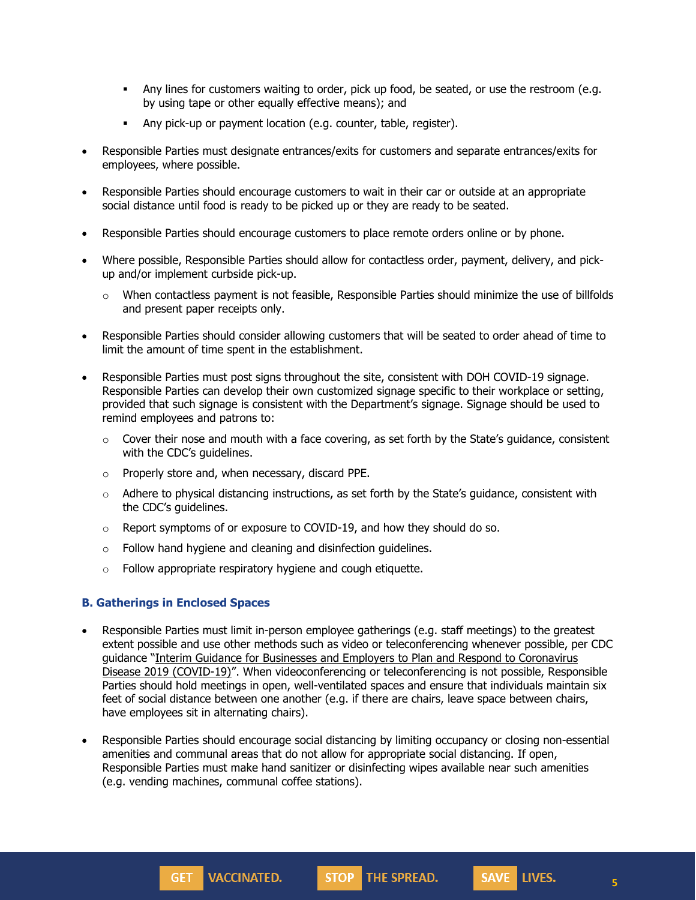- Any lines for customers waiting to order, pick up food, be seated, or use the restroom (e.g. by using tape or other equally effective means); and
    - Any pick-up or payment location (e.g. counter, table, register).

- Responsible Parties must designate entrances/exits for customers and separate entrances/exits for employees, where possible.

- Responsible Parties should encourage customers to wait in their car or outside at an appropriate social distance until food is ready to be picked up or they are ready to be seated.

- Responsible Parties should encourage customers to place remote orders online or by phone.

- Where possible, Responsible Parties should allow for contactless order, payment, delivery, and pick-up and/or implement curbside pick-up.
    - When contactless payment is not feasible, Responsible Parties should minimize the use of billfolds and present paper receipts only.

- Responsible Parties should consider allowing customers that will be seated to order ahead of time to limit the amount of time spent in the establishment.

- Responsible Parties must post signs throughout the site, consistent with DOH COVID-19 signage. Responsible Parties can develop their own customized signage specific to their workplace or setting, provided that such signage is consistent with the Department's signage. Signage should be used to remind employees and patrons to:
    - Cover their nose and mouth with a face covering, as set forth by the State's guidance, consistent with the CDC's guidelines.
    - Properly store and, when necessary, discard PPE.
    - Adhere to physical distancing instructions, as set forth by the State's guidance, consistent with the CDC's guidelines.
    - Report symptoms of or exposure to COVID-19, and how they should do so.
    - Follow hand hygiene and cleaning and disinfection guidelines.
    - Follow appropriate respiratory hygiene and cough etiquette.

### B. Gatherings in Enclosed Spaces

- Responsible Parties must limit in-person employee gatherings (e.g. staff meetings) to the greatest extent possible and use other methods such as video or teleconferencing whenever possible, per CDC guidance "Interim Guidance for Businesses and Employers to Plan and Respond to Coronavirus Disease 2019 (COVID-19)". When videoconferencing or teleconferencing is not possible, Responsible Parties should hold meetings in open, well-ventilated spaces and ensure that individuals maintain six feet of social distance between one another (e.g. if there are chairs, leave space between chairs, have employees sit in alternating chairs).

- Responsible Parties should encourage social distancing by limiting occupancy or closing non-essential amenities and communal areas that do not allow for appropriate social distancing. If open, Responsible Parties must make hand sanitizer or disinfecting wipes available near such amenities (e.g. vending machines, communal coffee stations).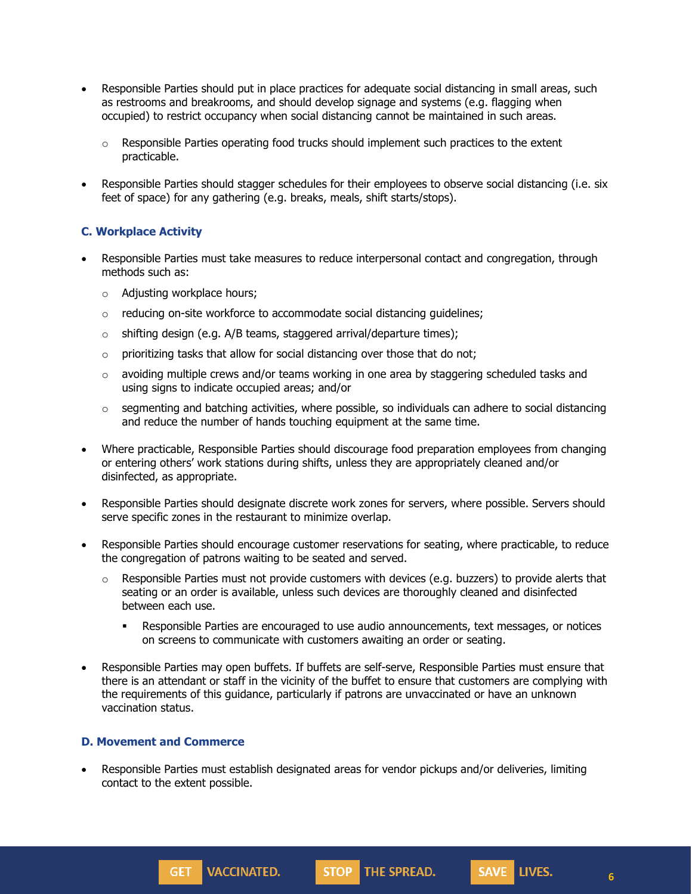- Responsible Parties should put in place practices for adequate social distancing in small areas, such as restrooms and breakrooms, and should develop signage and systems (e.g. flagging when occupied) to restrict occupancy when social distancing cannot be maintained in such areas.
    - Responsible Parties operating food trucks should implement such practices to the extent practicable.
- Responsible Parties should stagger schedules for their employees to observe social distancing (i.e. six feet of space) for any gathering (e.g. breaks, meals, shift starts/stops).

### C. Workplace Activity

- Responsible Parties must take measures to reduce interpersonal contact and congregation, through methods such as:
    - Adjusting workplace hours;
    - reducing on-site workforce to accommodate social distancing guidelines;
    - shifting design (e.g. A/B teams, staggered arrival/departure times);
    - prioritizing tasks that allow for social distancing over those that do not;
    - avoiding multiple crews and/or teams working in one area by staggering scheduled tasks and using signs to indicate occupied areas; and/or
    - segmenting and batching activities, where possible, so individuals can adhere to social distancing and reduce the number of hands touching equipment at the same time.
- Where practicable, Responsible Parties should discourage food preparation employees from changing or entering others' work stations during shifts, unless they are appropriately cleaned and/or disinfected, as appropriate.
- Responsible Parties should designate discrete work zones for servers, where possible. Servers should serve specific zones in the restaurant to minimize overlap.
- Responsible Parties should encourage customer reservations for seating, where practicable, to reduce the congregation of patrons waiting to be seated and served.
    - Responsible Parties must not provide customers with devices (e.g. buzzers) to provide alerts that seating or an order is available, unless such devices are thoroughly cleaned and disinfected between each use.
        - Responsible Parties are encouraged to use audio announcements, text messages, or notices on screens to communicate with customers awaiting an order or seating.
- Responsible Parties may open buffets. If buffets are self-serve, Responsible Parties must ensure that there is an attendant or staff in the vicinity of the buffet to ensure that customers are complying with the requirements of this guidance, particularly if patrons are unvaccinated or have an unknown vaccination status.

### D. Movement and Commerce

- Responsible Parties must establish designated areas for vendor pickups and/or deliveries, limiting contact to the extent possible.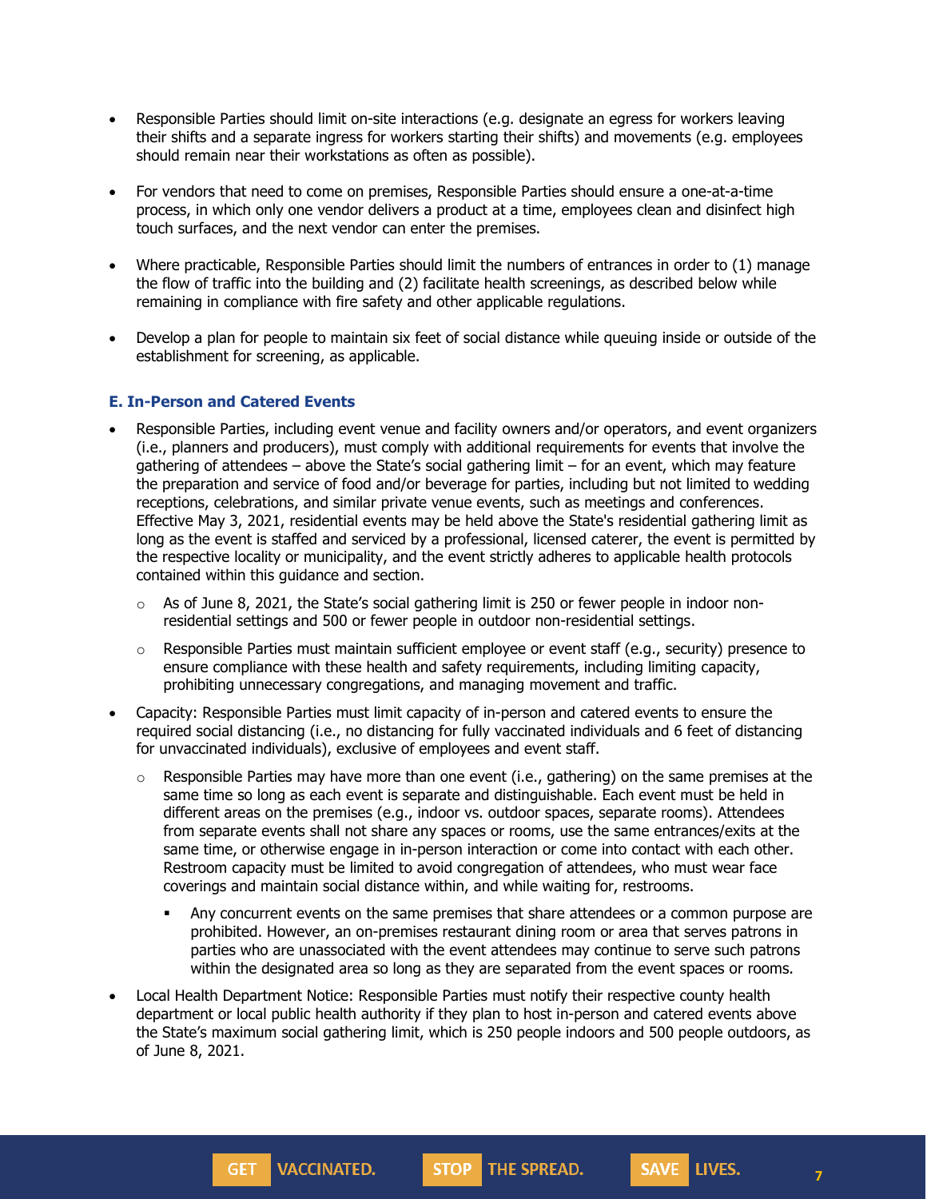- Responsible Parties should limit on-site interactions (e.g. designate an egress for workers leaving their shifts and a separate ingress for workers starting their shifts) and movements (e.g. employees should remain near their workstations as often as possible).

- For vendors that need to come on premises, Responsible Parties should ensure a one-at-a-time process, in which only one vendor delivers a product at a time, employees clean and disinfect high touch surfaces, and the next vendor can enter the premises.

- Where practicable, Responsible Parties should limit the numbers of entrances in order to (1) manage the flow of traffic into the building and (2) facilitate health screenings, as described below while remaining in compliance with fire safety and other applicable regulations.

- Develop a plan for people to maintain six feet of social distance while queuing inside or outside of the establishment for screening, as applicable.

### E. In-Person and Catered Events

- Responsible Parties, including event venue and facility owners and/or operators, and event organizers (i.e., planners and producers), must comply with additional requirements for events that involve the gathering of attendees – above the State's social gathering limit – for an event, which may feature the preparation and service of food and/or beverage for parties, including but not limited to wedding receptions, celebrations, and similar private venue events, such as meetings and conferences. Effective May 3, 2021, residential events may be held above the State's residential gathering limit as long as the event is staffed and serviced by a professional, licensed caterer, the event is permitted by the respective locality or municipality, and the event strictly adheres to applicable health protocols contained within this guidance and section.
  - As of June 8, 2021, the State's social gathering limit is 250 or fewer people in indoor non-residential settings and 500 or fewer people in outdoor non-residential settings.
  - Responsible Parties must maintain sufficient employee or event staff (e.g., security) presence to ensure compliance with these health and safety requirements, including limiting capacity, prohibiting unnecessary congregations, and managing movement and traffic.
- Capacity: Responsible Parties must limit capacity of in-person and catered events to ensure the required social distancing (i.e., no distancing for fully vaccinated individuals and 6 feet of distancing for unvaccinated individuals), exclusive of employees and event staff.
  - Responsible Parties may have more than one event (i.e., gathering) on the same premises at the same time so long as each event is separate and distinguishable. Each event must be held in different areas on the premises (e.g., indoor vs. outdoor spaces, separate rooms). Attendees from separate events shall not share any spaces or rooms, use the same entrances/exits at the same time, or otherwise engage in in-person interaction or come into contact with each other. Restroom capacity must be limited to avoid congregation of attendees, who must wear face coverings and maintain social distance within, and while waiting for, restrooms.
    - Any concurrent events on the same premises that share attendees or a common purpose are prohibited. However, an on-premises restaurant dining room or area that serves patrons in parties who are unassociated with the event attendees may continue to serve such patrons within the designated area so long as they are separated from the event spaces or rooms.
- Local Health Department Notice: Responsible Parties must notify their respective county health department or local public health authority if they plan to host in-person and catered events above the State's maximum social gathering limit, which is 250 people indoors and 500 people outdoors, as of June 8, 2021.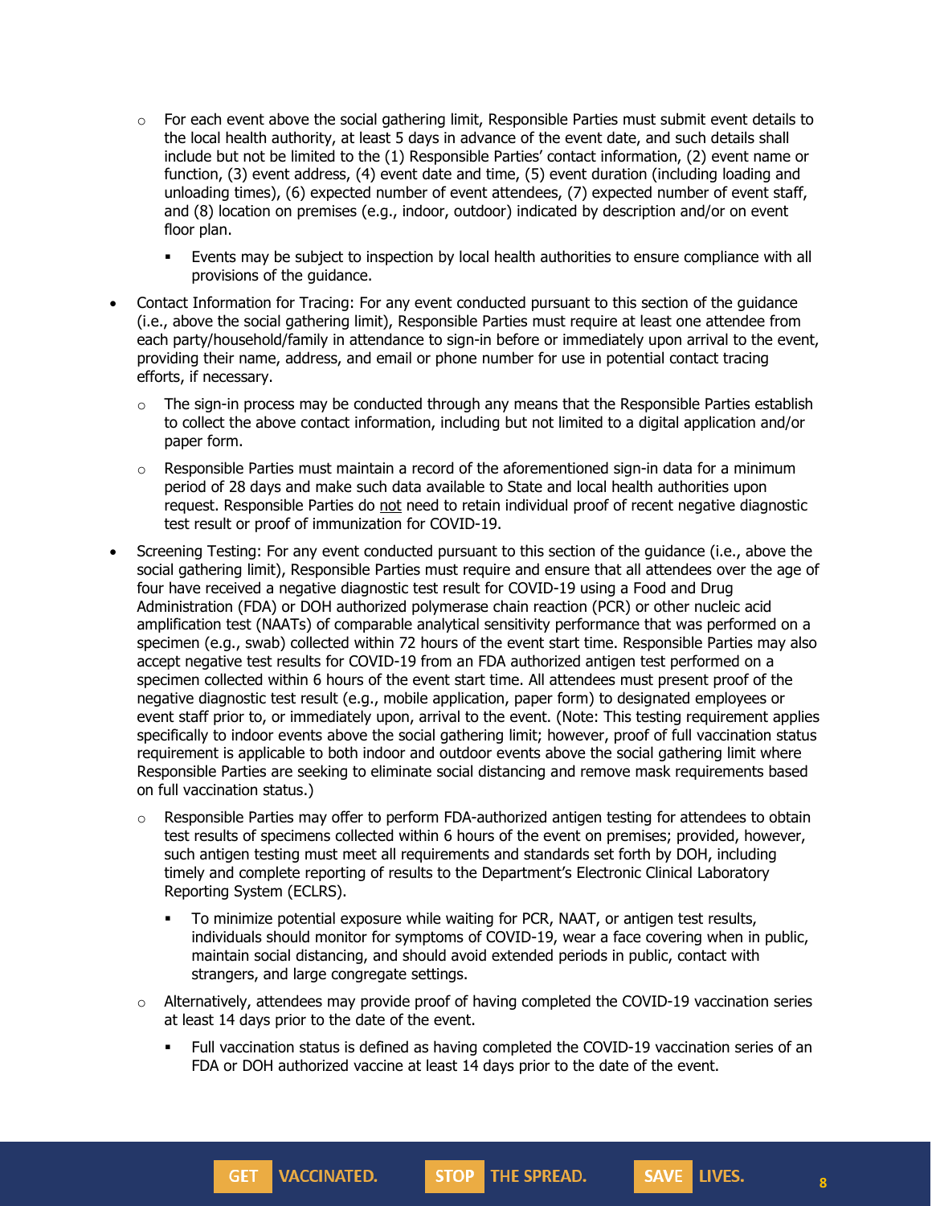- For each event above the social gathering limit, Responsible Parties must submit event details to the local health authority, at least 5 days in advance of the event date, and such details shall include but not be limited to the (1) Responsible Parties' contact information, (2) event name or function, (3) event address, (4) event date and time, (5) event duration (including loading and unloading times), (6) expected number of event attendees, (7) expected number of event staff, and (8) location on premises (e.g., indoor, outdoor) indicated by description and/or on event floor plan.
    - Events may be subject to inspection by local health authorities to ensure compliance with all provisions of the guidance.
- Contact Information for Tracing: For any event conducted pursuant to this section of the guidance (i.e., above the social gathering limit), Responsible Parties must require at least one attendee from each party/household/family in attendance to sign-in before or immediately upon arrival to the event, providing their name, address, and email or phone number for use in potential contact tracing efforts, if necessary.
  - The sign-in process may be conducted through any means that the Responsible Parties establish to collect the above contact information, including but not limited to a digital application and/or paper form.
  - Responsible Parties must maintain a record of the aforementioned sign-in data for a minimum period of 28 days and make such data available to State and local health authorities upon request. Responsible Parties do <u>not</u> need to retain individual proof of recent negative diagnostic test result or proof of immunization for COVID-19.
- Screening Testing: For any event conducted pursuant to this section of the guidance (i.e., above the social gathering limit), Responsible Parties must require and ensure that all attendees over the age of four have received a negative diagnostic test result for COVID-19 using a Food and Drug Administration (FDA) or DOH authorized polymerase chain reaction (PCR) or other nucleic acid amplification test (NAATs) of comparable analytical sensitivity performance that was performed on a specimen (e.g., swab) collected within 72 hours of the event start time. Responsible Parties may also accept negative test results for COVID-19 from an FDA authorized antigen test performed on a specimen collected within 6 hours of the event start time. All attendees must present proof of the negative diagnostic test result (e.g., mobile application, paper form) to designated employees or event staff prior to, or immediately upon, arrival to the event. (Note: This testing requirement applies specifically to indoor events above the social gathering limit; however, proof of full vaccination status requirement is applicable to both indoor and outdoor events above the social gathering limit where Responsible Parties are seeking to eliminate social distancing and remove mask requirements based on full vaccination status.)
  - Responsible Parties may offer to perform FDA-authorized antigen testing for attendees to obtain test results of specimens collected within 6 hours of the event on premises; provided, however, such antigen testing must meet all requirements and standards set forth by DOH, including timely and complete reporting of results to the Department's Electronic Clinical Laboratory Reporting System (ECLRS).
    - To minimize potential exposure while waiting for PCR, NAAT, or antigen test results, individuals should monitor for symptoms of COVID-19, wear a face covering when in public, maintain social distancing, and should avoid extended periods in public, contact with strangers, and large congregate settings.
  - Alternatively, attendees may provide proof of having completed the COVID-19 vaccination series at least 14 days prior to the date of the event.
    - Full vaccination status is defined as having completed the COVID-19 vaccination series of an FDA or DOH authorized vaccine at least 14 days prior to the date of the event.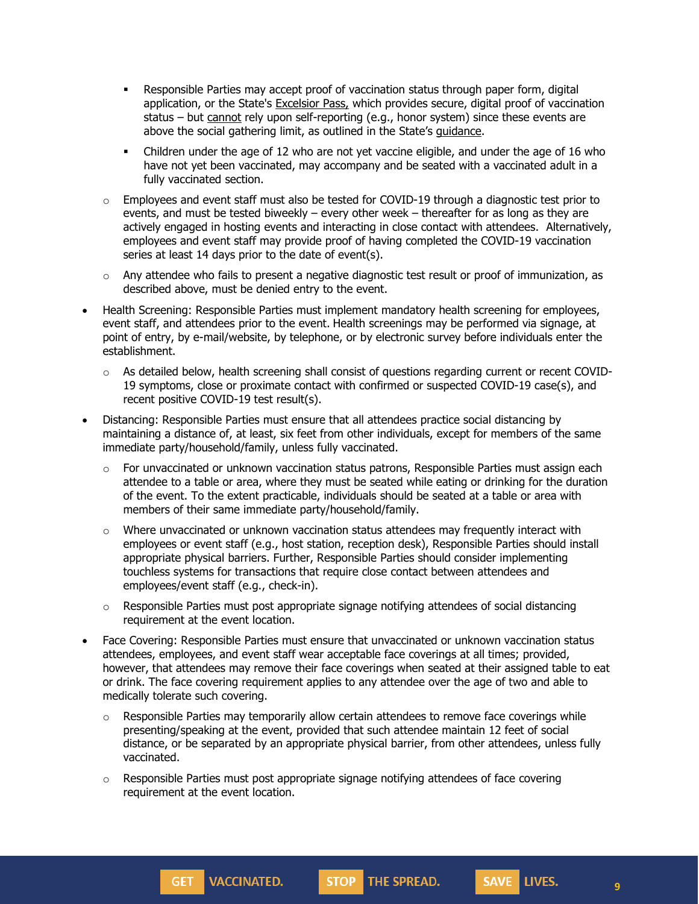- Responsible Parties may accept proof of vaccination status through paper form, digital application, or the State's Excelsior Pass, which provides secure, digital proof of vaccination status – but cannot rely upon self-reporting (e.g., honor system) since these events are above the social gathering limit, as outlined in the State's guidance.
        - Children under the age of 12 who are not yet vaccine eligible, and under the age of 16 who have not yet been vaccinated, may accompany and be seated with a vaccinated adult in a fully vaccinated section.
    - Employees and event staff must also be tested for COVID-19 through a diagnostic test prior to events, and must be tested biweekly – every other week – thereafter for as long as they are actively engaged in hosting events and interacting in close contact with attendees. Alternatively, employees and event staff may provide proof of having completed the COVID-19 vaccination series at least 14 days prior to the date of event(s).
    - Any attendee who fails to present a negative diagnostic test result or proof of immunization, as described above, must be denied entry to the event.
- Health Screening: Responsible Parties must implement mandatory health screening for employees, event staff, and attendees prior to the event. Health screenings may be performed via signage, at point of entry, by e-mail/website, by telephone, or by electronic survey before individuals enter the establishment.
    - As detailed below, health screening shall consist of questions regarding current or recent COVID-19 symptoms, close or proximate contact with confirmed or suspected COVID-19 case(s), and recent positive COVID-19 test result(s).
- Distancing: Responsible Parties must ensure that all attendees practice social distancing by maintaining a distance of, at least, six feet from other individuals, except for members of the same immediate party/household/family, unless fully vaccinated.
    - For unvaccinated or unknown vaccination status patrons, Responsible Parties must assign each attendee to a table or area, where they must be seated while eating or drinking for the duration of the event. To the extent practicable, individuals should be seated at a table or area with members of their same immediate party/household/family.
    - Where unvaccinated or unknown vaccination status attendees may frequently interact with employees or event staff (e.g., host station, reception desk), Responsible Parties should install appropriate physical barriers. Further, Responsible Parties should consider implementing touchless systems for transactions that require close contact between attendees and employees/event staff (e.g., check-in).
    - Responsible Parties must post appropriate signage notifying attendees of social distancing requirement at the event location.
- Face Covering: Responsible Parties must ensure that unvaccinated or unknown vaccination status attendees, employees, and event staff wear acceptable face coverings at all times; provided, however, that attendees may remove their face coverings when seated at their assigned table to eat or drink. The face covering requirement applies to any attendee over the age of two and able to medically tolerate such covering.
    - Responsible Parties may temporarily allow certain attendees to remove face coverings while presenting/speaking at the event, provided that such attendee maintain 12 feet of social distance, or be separated by an appropriate physical barrier, from other attendees, unless fully vaccinated.
    - Responsible Parties must post appropriate signage notifying attendees of face covering requirement at the event location.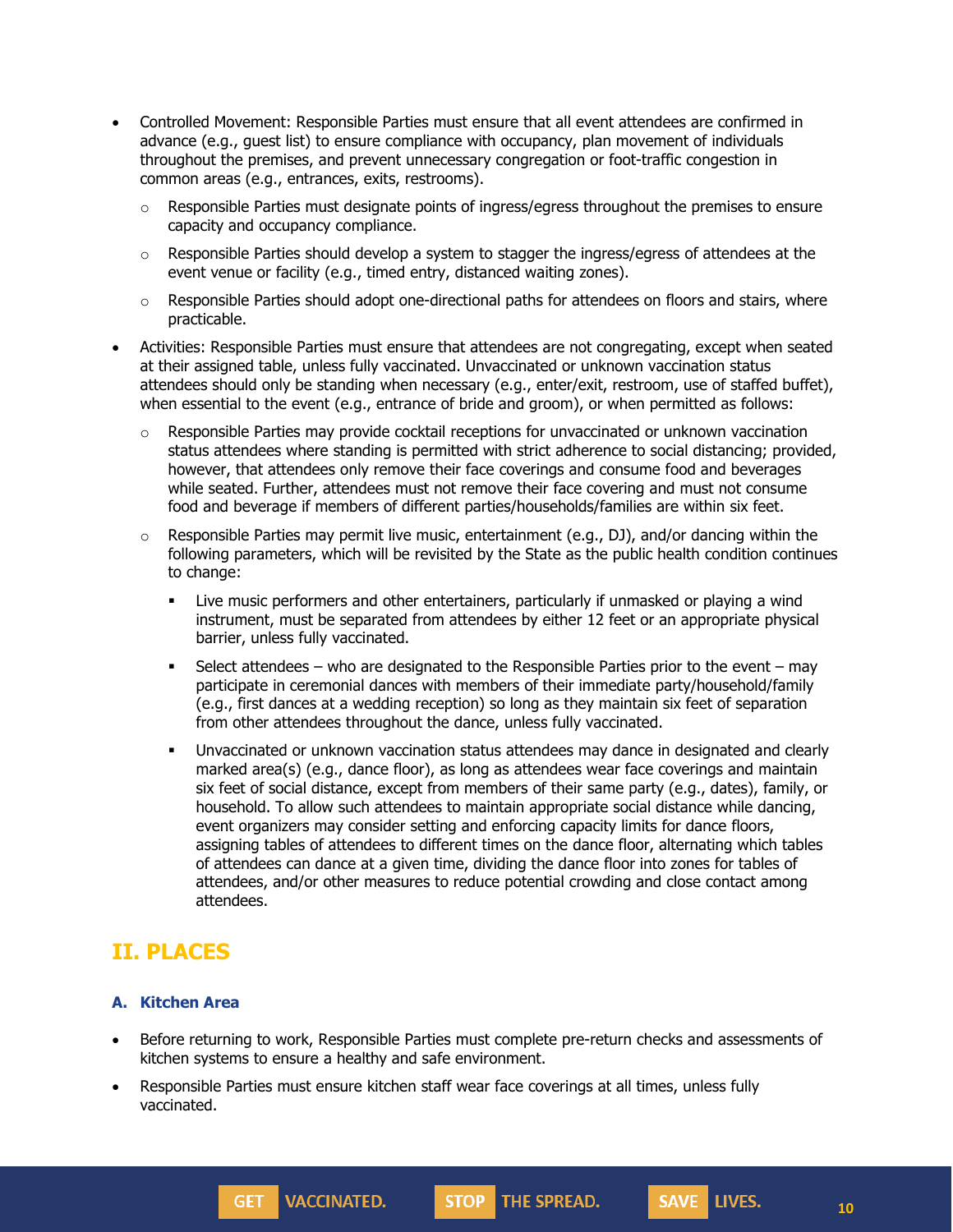- Controlled Movement: Responsible Parties must ensure that all event attendees are confirmed in advance (e.g., guest list) to ensure compliance with occupancy, plan movement of individuals throughout the premises, and prevent unnecessary congregation or foot-traffic congestion in common areas (e.g., entrances, exits, restrooms).
  - Responsible Parties must designate points of ingress/egress throughout the premises to ensure capacity and occupancy compliance.
  - Responsible Parties should develop a system to stagger the ingress/egress of attendees at the event venue or facility (e.g., timed entry, distanced waiting zones).
  - Responsible Parties should adopt one-directional paths for attendees on floors and stairs, where practicable.
- Activities: Responsible Parties must ensure that attendees are not congregating, except when seated at their assigned table, unless fully vaccinated. Unvaccinated or unknown vaccination status attendees should only be standing when necessary (e.g., enter/exit, restroom, use of staffed buffet), when essential to the event (e.g., entrance of bride and groom), or when permitted as follows:
  - Responsible Parties may provide cocktail receptions for unvaccinated or unknown vaccination status attendees where standing is permitted with strict adherence to social distancing; provided, however, that attendees only remove their face coverings and consume food and beverages while seated. Further, attendees must not remove their face covering and must not consume food and beverage if members of different parties/households/families are within six feet.
  - Responsible Parties may permit live music, entertainment (e.g., DJ), and/or dancing within the following parameters, which will be revisited by the State as the public health condition continues to change:
    - Live music performers and other entertainers, particularly if unmasked or playing a wind instrument, must be separated from attendees by either 12 feet or an appropriate physical barrier, unless fully vaccinated.
    - Select attendees – who are designated to the Responsible Parties prior to the event – may participate in ceremonial dances with members of their immediate party/household/family (e.g., first dances at a wedding reception) so long as they maintain six feet of separation from other attendees throughout the dance, unless fully vaccinated.
    - Unvaccinated or unknown vaccination status attendees may dance in designated and clearly marked area(s) (e.g., dance floor), as long as attendees wear face coverings and maintain six feet of social distance, except from members of their same party (e.g., dates), family, or household. To allow such attendees to maintain appropriate social distance while dancing, event organizers may consider setting and enforcing capacity limits for dance floors, assigning tables of attendees to different times on the dance floor, alternating which tables of attendees can dance at a given time, dividing the dance floor into zones for tables of attendees, and/or other measures to reduce potential crowding and close contact among attendees.

## II. PLACES

### A. Kitchen Area

- Before returning to work, Responsible Parties must complete pre-return checks and assessments of kitchen systems to ensure a healthy and safe environment.
- Responsible Parties must ensure kitchen staff wear face coverings at all times, unless fully vaccinated.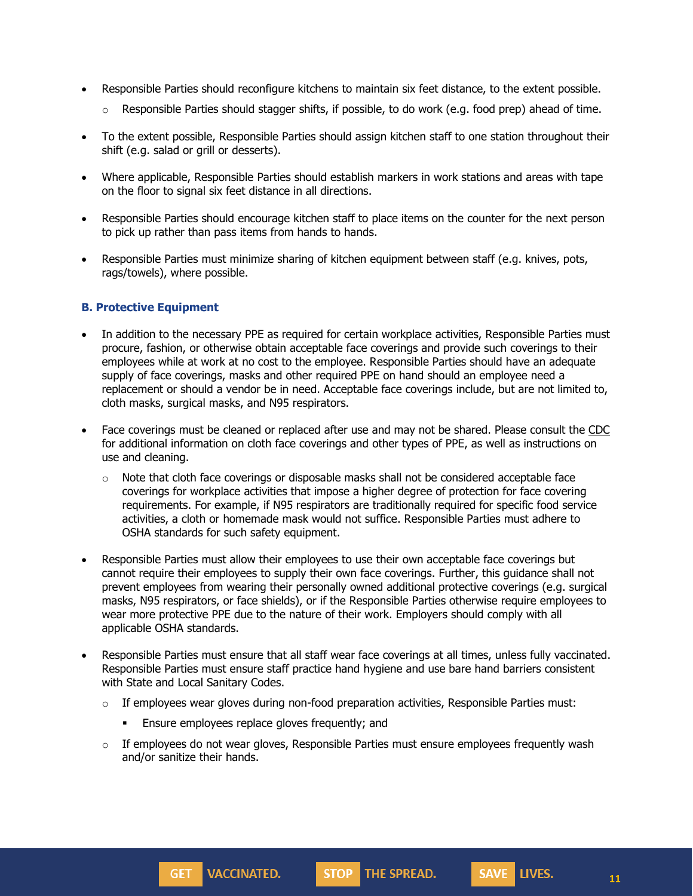- Responsible Parties should reconfigure kitchens to maintain six feet distance, to the extent possible.
    - Responsible Parties should stagger shifts, if possible, to do work (e.g. food prep) ahead of time.
- To the extent possible, Responsible Parties should assign kitchen staff to one station throughout their shift (e.g. salad or grill or desserts).
- Where applicable, Responsible Parties should establish markers in work stations and areas with tape on the floor to signal six feet distance in all directions.
- Responsible Parties should encourage kitchen staff to place items on the counter for the next person to pick up rather than pass items from hands to hands.
- Responsible Parties must minimize sharing of kitchen equipment between staff (e.g. knives, pots, rags/towels), where possible.

### B. Protective Equipment

- In addition to the necessary PPE as required for certain workplace activities, Responsible Parties must procure, fashion, or otherwise obtain acceptable face coverings and provide such coverings to their employees while at work at no cost to the employee. Responsible Parties should have an adequate supply of face coverings, masks and other required PPE on hand should an employee need a replacement or should a vendor be in need. Acceptable face coverings include, but are not limited to, cloth masks, surgical masks, and N95 respirators.
- Face coverings must be cleaned or replaced after use and may not be shared. Please consult the CDC for additional information on cloth face coverings and other types of PPE, as well as instructions on use and cleaning.
    - Note that cloth face coverings or disposable masks shall not be considered acceptable face coverings for workplace activities that impose a higher degree of protection for face covering requirements. For example, if N95 respirators are traditionally required for specific food service activities, a cloth or homemade mask would not suffice. Responsible Parties must adhere to OSHA standards for such safety equipment.
- Responsible Parties must allow their employees to use their own acceptable face coverings but cannot require their employees to supply their own face coverings. Further, this guidance shall not prevent employees from wearing their personally owned additional protective coverings (e.g. surgical masks, N95 respirators, or face shields), or if the Responsible Parties otherwise require employees to wear more protective PPE due to the nature of their work. Employers should comply with all applicable OSHA standards.
- Responsible Parties must ensure that all staff wear face coverings at all times, unless fully vaccinated. Responsible Parties must ensure staff practice hand hygiene and use bare hand barriers consistent with State and Local Sanitary Codes.
    - If employees wear gloves during non-food preparation activities, Responsible Parties must:
        - Ensure employees replace gloves frequently; and
    - If employees do not wear gloves, Responsible Parties must ensure employees frequently wash and/or sanitize their hands.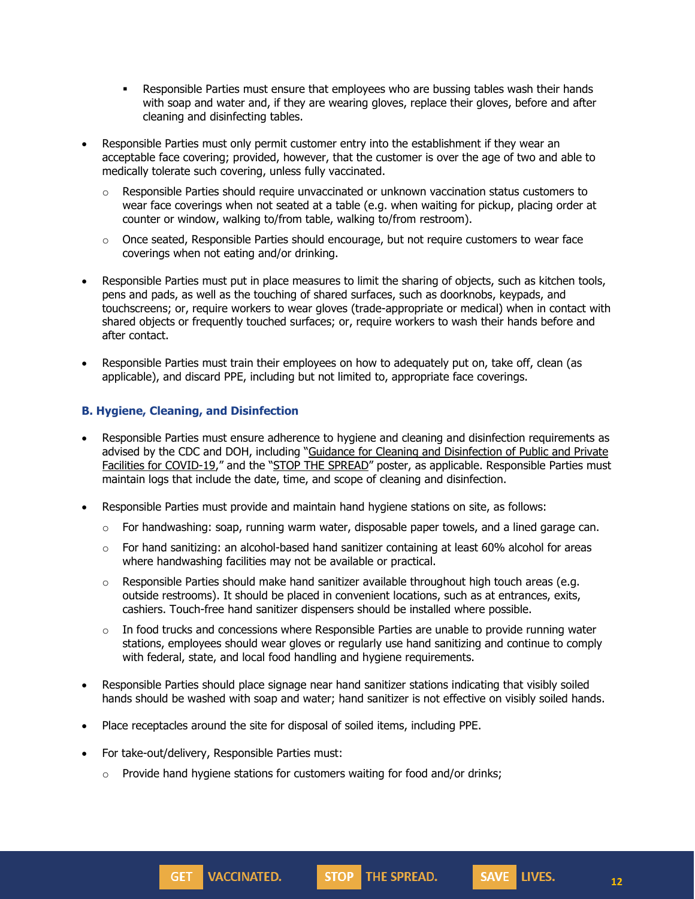- Responsible Parties must ensure that employees who are bussing tables wash their hands with soap and water and, if they are wearing gloves, replace their gloves, before and after cleaning and disinfecting tables.

- Responsible Parties must only permit customer entry into the establishment if they wear an acceptable face covering; provided, however, that the customer is over the age of two and able to medically tolerate such covering, unless fully vaccinated.
  - Responsible Parties should require unvaccinated or unknown vaccination status customers to wear face coverings when not seated at a table (e.g. when waiting for pickup, placing order at counter or window, walking to/from table, walking to/from restroom).
  - Once seated, Responsible Parties should encourage, but not require customers to wear face coverings when not eating and/or drinking.
- Responsible Parties must put in place measures to limit the sharing of objects, such as kitchen tools, pens and pads, as well as the touching of shared surfaces, such as doorknobs, keypads, and touchscreens; or, require workers to wear gloves (trade-appropriate or medical) when in contact with shared objects or frequently touched surfaces; or, require workers to wash their hands before and after contact.
- Responsible Parties must train their employees on how to adequately put on, take off, clean (as applicable), and discard PPE, including but not limited to, appropriate face coverings.

### B. Hygiene, Cleaning, and Disinfection

- Responsible Parties must ensure adherence to hygiene and cleaning and disinfection requirements as advised by the CDC and DOH, including "Guidance for Cleaning and Disinfection of Public and Private Facilities for COVID-19," and the "STOP THE SPREAD" poster, as applicable. Responsible Parties must maintain logs that include the date, time, and scope of cleaning and disinfection.
- Responsible Parties must provide and maintain hand hygiene stations on site, as follows:
  - For handwashing: soap, running warm water, disposable paper towels, and a lined garage can.
  - For hand sanitizing: an alcohol-based hand sanitizer containing at least 60% alcohol for areas where handwashing facilities may not be available or practical.
  - Responsible Parties should make hand sanitizer available throughout high touch areas (e.g. outside restrooms). It should be placed in convenient locations, such as at entrances, exits, cashiers. Touch-free hand sanitizer dispensers should be installed where possible.
  - In food trucks and concessions where Responsible Parties are unable to provide running water stations, employees should wear gloves or regularly use hand sanitizing and continue to comply with federal, state, and local food handling and hygiene requirements.
- Responsible Parties should place signage near hand sanitizer stations indicating that visibly soiled hands should be washed with soap and water; hand sanitizer is not effective on visibly soiled hands.
- Place receptacles around the site for disposal of soiled items, including PPE.
- For take-out/delivery, Responsible Parties must:
  - Provide hand hygiene stations for customers waiting for food and/or drinks;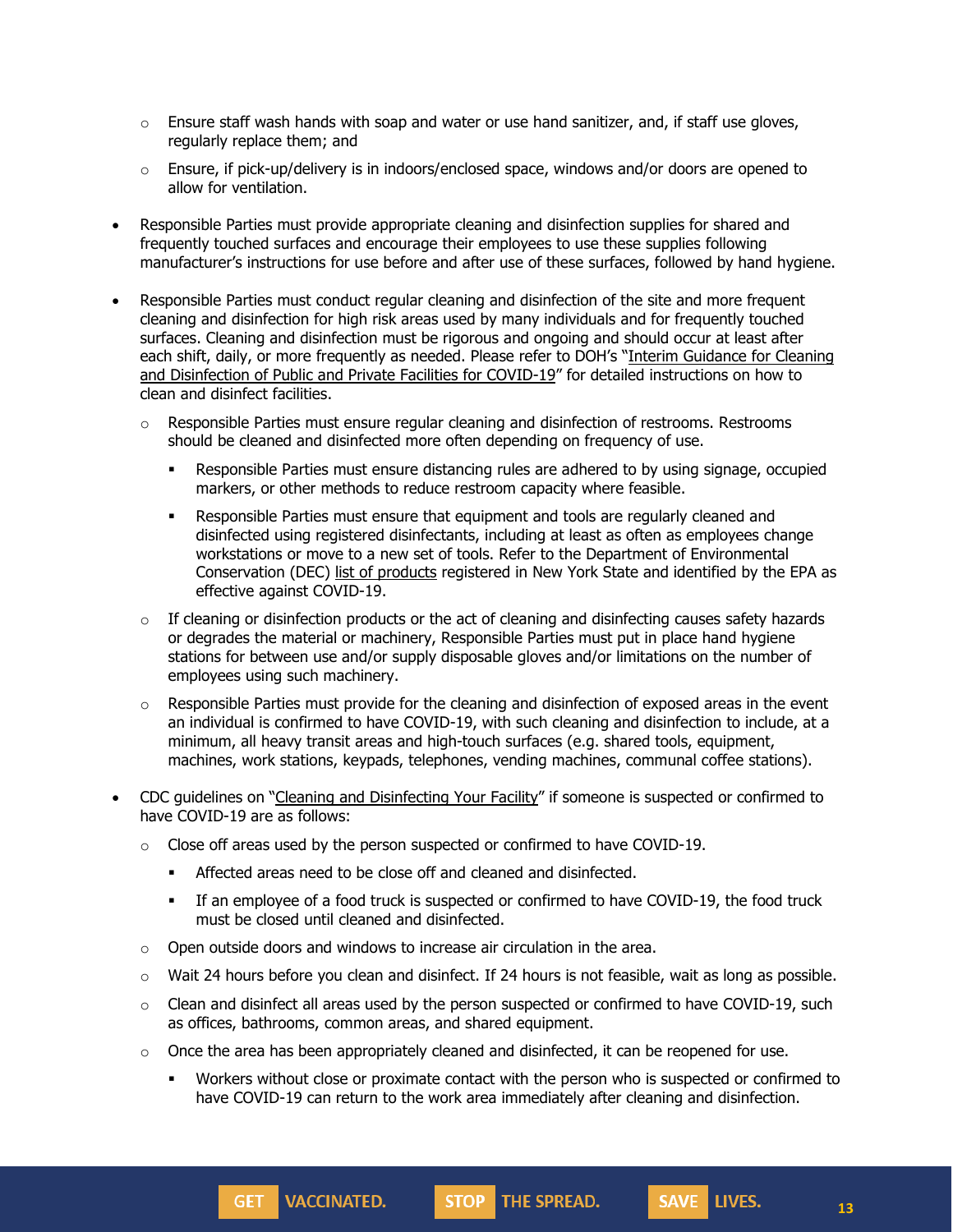- Ensure staff wash hands with soap and water or use hand sanitizer, and, if staff use gloves, regularly replace them; and
  - Ensure, if pick-up/delivery is in indoors/enclosed space, windows and/or doors are opened to allow for ventilation.

- Responsible Parties must provide appropriate cleaning and disinfection supplies for shared and frequently touched surfaces and encourage their employees to use these supplies following manufacturer's instructions for use before and after use of these surfaces, followed by hand hygiene.

- Responsible Parties must conduct regular cleaning and disinfection of the site and more frequent cleaning and disinfection for high risk areas used by many individuals and for frequently touched surfaces. Cleaning and disinfection must be rigorous and ongoing and should occur at least after each shift, daily, or more frequently as needed. Please refer to DOH's "Interim Guidance for Cleaning and Disinfection of Public and Private Facilities for COVID-19" for detailed instructions on how to clean and disinfect facilities.
  - Responsible Parties must ensure regular cleaning and disinfection of restrooms. Restrooms should be cleaned and disinfected more often depending on frequency of use.
    - Responsible Parties must ensure distancing rules are adhered to by using signage, occupied markers, or other methods to reduce restroom capacity where feasible.
    - Responsible Parties must ensure that equipment and tools are regularly cleaned and disinfected using registered disinfectants, including at least as often as employees change workstations or move to a new set of tools. Refer to the Department of Environmental Conservation (DEC) list of products registered in New York State and identified by the EPA as effective against COVID-19.
  - If cleaning or disinfection products or the act of cleaning and disinfecting causes safety hazards or degrades the material or machinery, Responsible Parties must put in place hand hygiene stations for between use and/or supply disposable gloves and/or limitations on the number of employees using such machinery.
  - Responsible Parties must provide for the cleaning and disinfection of exposed areas in the event an individual is confirmed to have COVID-19, with such cleaning and disinfection to include, at a minimum, all heavy transit areas and high-touch surfaces (e.g. shared tools, equipment, machines, work stations, keypads, telephones, vending machines, communal coffee stations).

- CDC guidelines on "Cleaning and Disinfecting Your Facility" if someone is suspected or confirmed to have COVID-19 are as follows:
  - Close off areas used by the person suspected or confirmed to have COVID-19.
    - Affected areas need to be close off and cleaned and disinfected.
    - If an employee of a food truck is suspected or confirmed to have COVID-19, the food truck must be closed until cleaned and disinfected.
  - Open outside doors and windows to increase air circulation in the area.
  - Wait 24 hours before you clean and disinfect. If 24 hours is not feasible, wait as long as possible.
  - Clean and disinfect all areas used by the person suspected or confirmed to have COVID-19, such as offices, bathrooms, common areas, and shared equipment.
  - Once the area has been appropriately cleaned and disinfected, it can be reopened for use.
    - Workers without close or proximate contact with the person who is suspected or confirmed to have COVID-19 can return to the work area immediately after cleaning and disinfection.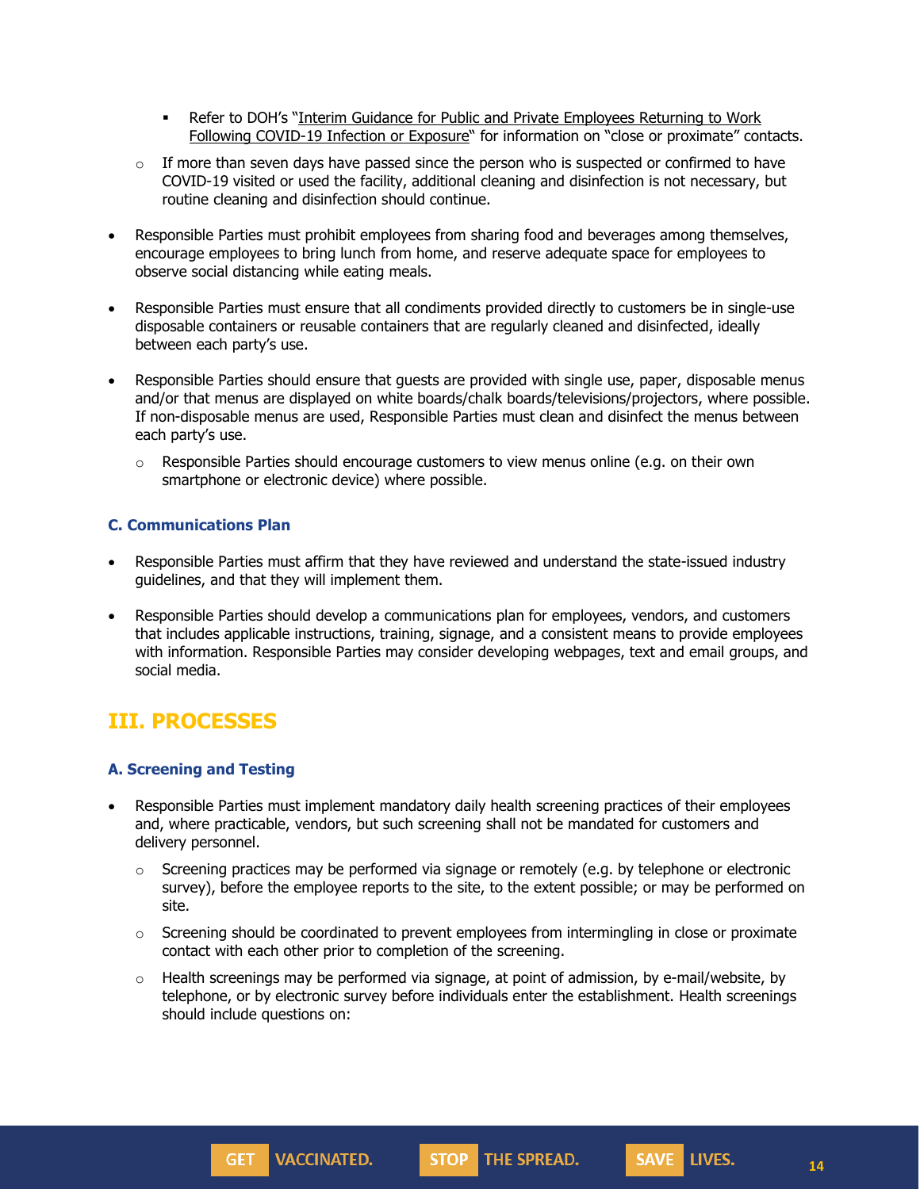- Refer to DOH's "Interim Guidance for Public and Private Employees Returning to Work Following COVID-19 Infection or Exposure" for information on "close or proximate" contacts.
    - If more than seven days have passed since the person who is suspected or confirmed to have COVID-19 visited or used the facility, additional cleaning and disinfection is not necessary, but routine cleaning and disinfection should continue.

- Responsible Parties must prohibit employees from sharing food and beverages among themselves, encourage employees to bring lunch from home, and reserve adequate space for employees to observe social distancing while eating meals.

- Responsible Parties must ensure that all condiments provided directly to customers be in single-use disposable containers or reusable containers that are regularly cleaned and disinfected, ideally between each party's use.

- Responsible Parties should ensure that guests are provided with single use, paper, disposable menus and/or that menus are displayed on white boards/chalk boards/televisions/projectors, where possible. If non-disposable menus are used, Responsible Parties must clean and disinfect the menus between each party's use.
    - Responsible Parties should encourage customers to view menus online (e.g. on their own smartphone or electronic device) where possible.

### C. Communications Plan

- Responsible Parties must affirm that they have reviewed and understand the state-issued industry guidelines, and that they will implement them.

- Responsible Parties should develop a communications plan for employees, vendors, and customers that includes applicable instructions, training, signage, and a consistent means to provide employees with information. Responsible Parties may consider developing webpages, text and email groups, and social media.

## III. PROCESSES

### A. Screening and Testing

- Responsible Parties must implement mandatory daily health screening practices of their employees and, where practicable, vendors, but such screening shall not be mandated for customers and delivery personnel.
    - Screening practices may be performed via signage or remotely (e.g. by telephone or electronic survey), before the employee reports to the site, to the extent possible; or may be performed on site.
    - Screening should be coordinated to prevent employees from intermingling in close or proximate contact with each other prior to completion of the screening.
    - Health screenings may be performed via signage, at point of admission, by e-mail/website, by telephone, or by electronic survey before individuals enter the establishment. Health screenings should include questions on: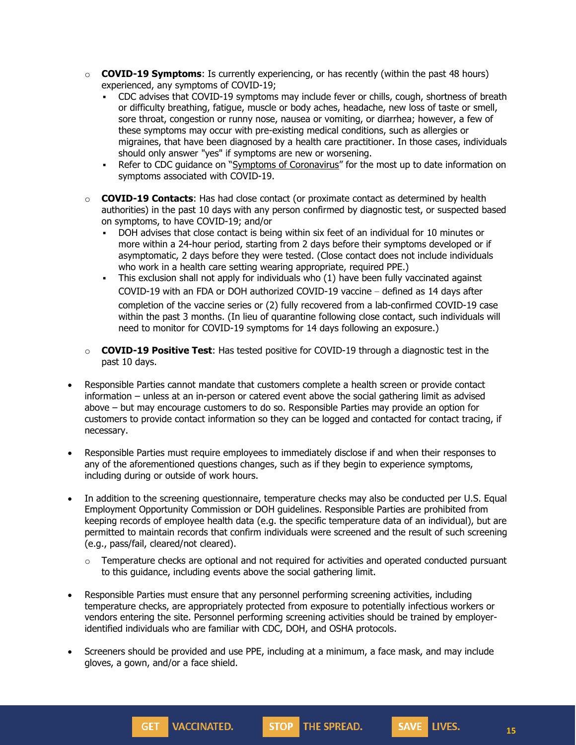- **COVID-19 Symptoms**: Is currently experiencing, or has recently (within the past 48 hours) experienced, any symptoms of COVID-19;
  - CDC advises that COVID-19 symptoms may include fever or chills, cough, shortness of breath or difficulty breathing, fatigue, muscle or body aches, headache, new loss of taste or smell, sore throat, congestion or runny nose, nausea or vomiting, or diarrhea; however, a few of these symptoms may occur with pre-existing medical conditions, such as allergies or migraines, that have been diagnosed by a health care practitioner. In those cases, individuals should only answer "yes" if symptoms are new or worsening.
  - Refer to CDC guidance on "Symptoms of Coronavirus" for the most up to date information on symptoms associated with COVID-19.

- **COVID-19 Contacts**: Has had close contact (or proximate contact as determined by health authorities) in the past 10 days with any person confirmed by diagnostic test, or suspected based on symptoms, to have COVID-19; and/or
  - DOH advises that close contact is being within six feet of an individual for 10 minutes or more within a 24-hour period, starting from 2 days before their symptoms developed or if asymptomatic, 2 days before they were tested. (Close contact does not include individuals who work in a health care setting wearing appropriate, required PPE.)
  - This exclusion shall not apply for individuals who (1) have been fully vaccinated against COVID-19 with an FDA or DOH authorized COVID-19 vaccine – defined as 14 days after completion of the vaccine series or (2) fully recovered from a lab-confirmed COVID-19 case within the past 3 months. (In lieu of quarantine following close contact, such individuals will need to monitor for COVID-19 symptoms for 14 days following an exposure.)

- **COVID-19 Positive Test**: Has tested positive for COVID-19 through a diagnostic test in the past 10 days.

- Responsible Parties cannot mandate that customers complete a health screen or provide contact information – unless at an in-person or catered event above the social gathering limit as advised above – but may encourage customers to do so. Responsible Parties may provide an option for customers to provide contact information so they can be logged and contacted for contact tracing, if necessary.

- Responsible Parties must require employees to immediately disclose if and when their responses to any of the aforementioned questions changes, such as if they begin to experience symptoms, including during or outside of work hours.

- In addition to the screening questionnaire, temperature checks may also be conducted per U.S. Equal Employment Opportunity Commission or DOH guidelines. Responsible Parties are prohibited from keeping records of employee health data (e.g. the specific temperature data of an individual), but are permitted to maintain records that confirm individuals were screened and the result of such screening (e.g., pass/fail, cleared/not cleared).
  - Temperature checks are optional and not required for activities and operated conducted pursuant to this guidance, including events above the social gathering limit.

- Responsible Parties must ensure that any personnel performing screening activities, including temperature checks, are appropriately protected from exposure to potentially infectious workers or vendors entering the site. Personnel performing screening activities should be trained by employer-identified individuals who are familiar with CDC, DOH, and OSHA protocols.

- Screeners should be provided and use PPE, including at a minimum, a face mask, and may include gloves, a gown, and/or a face shield.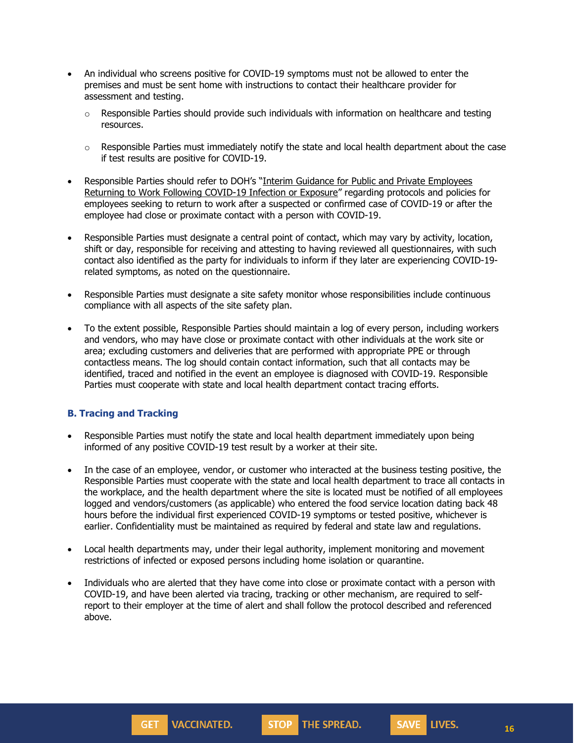- An individual who screens positive for COVID-19 symptoms must not be allowed to enter the premises and must be sent home with instructions to contact their healthcare provider for assessment and testing.
  - Responsible Parties should provide such individuals with information on healthcare and testing resources.
  - Responsible Parties must immediately notify the state and local health department about the case if test results are positive for COVID-19.
- Responsible Parties should refer to DOH's "Interim Guidance for Public and Private Employees Returning to Work Following COVID-19 Infection or Exposure" regarding protocols and policies for employees seeking to return to work after a suspected or confirmed case of COVID-19 or after the employee had close or proximate contact with a person with COVID-19.
- Responsible Parties must designate a central point of contact, which may vary by activity, location, shift or day, responsible for receiving and attesting to having reviewed all questionnaires, with such contact also identified as the party for individuals to inform if they later are experiencing COVID-19-related symptoms, as noted on the questionnaire.
- Responsible Parties must designate a site safety monitor whose responsibilities include continuous compliance with all aspects of the site safety plan.
- To the extent possible, Responsible Parties should maintain a log of every person, including workers and vendors, who may have close or proximate contact with other individuals at the work site or area; excluding customers and deliveries that are performed with appropriate PPE or through contactless means. The log should contain contact information, such that all contacts may be identified, traced and notified in the event an employee is diagnosed with COVID-19. Responsible Parties must cooperate with state and local health department contact tracing efforts.

### B. Tracing and Tracking

- Responsible Parties must notify the state and local health department immediately upon being informed of any positive COVID-19 test result by a worker at their site.
- In the case of an employee, vendor, or customer who interacted at the business testing positive, the Responsible Parties must cooperate with the state and local health department to trace all contacts in the workplace, and the health department where the site is located must be notified of all employees logged and vendors/customers (as applicable) who entered the food service location dating back 48 hours before the individual first experienced COVID-19 symptoms or tested positive, whichever is earlier. Confidentiality must be maintained as required by federal and state law and regulations.
- Local health departments may, under their legal authority, implement monitoring and movement restrictions of infected or exposed persons including home isolation or quarantine.
- Individuals who are alerted that they have come into close or proximate contact with a person with COVID-19, and have been alerted via tracing, tracking or other mechanism, are required to self-report to their employer at the time of alert and shall follow the protocol described and referenced above.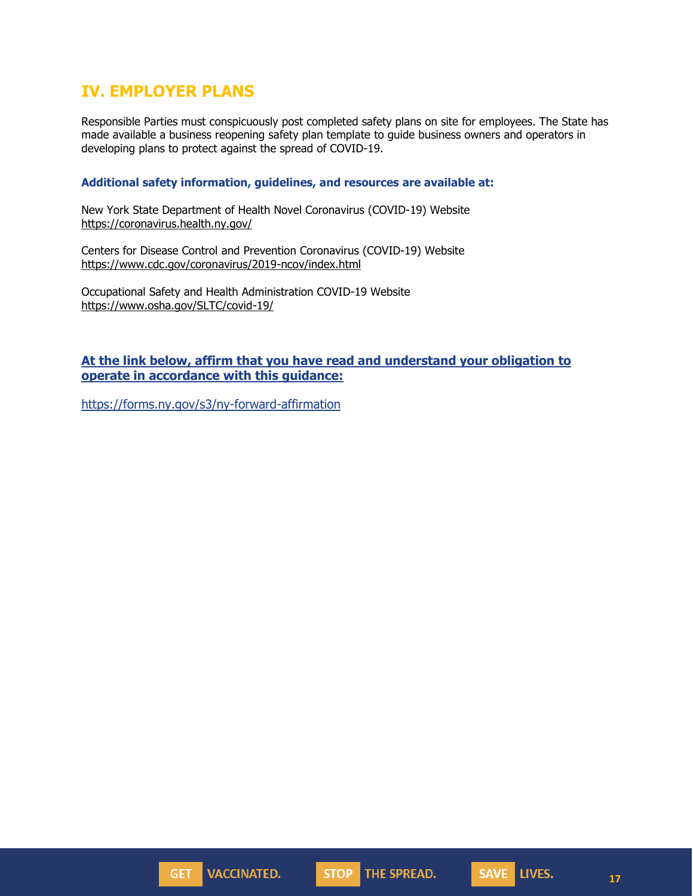## IV. EMPLOYER PLANS

Responsible Parties must conspicuously post completed safety plans on site for employees. The State has made available a business reopening safety plan template to guide business owners and operators in developing plans to protect against the spread of COVID-19.

**Additional safety information, guidelines, and resources are available at:**

New York State Department of Health Novel Coronavirus (COVID-19) Website
https://coronavirus.health.ny.gov/

Centers for Disease Control and Prevention Coronavirus (COVID-19) Website
https://www.cdc.gov/coronavirus/2019-ncov/index.html

Occupational Safety and Health Administration COVID-19 Website
https://www.osha.gov/SLTC/covid-19/

**At the link below, affirm that you have read and understand your obligation to operate in accordance with this guidance:**

https://forms.ny.gov/s3/ny-forward-affirmation

GET VACCINATED. STOP THE SPREAD. SAVE LIVES.